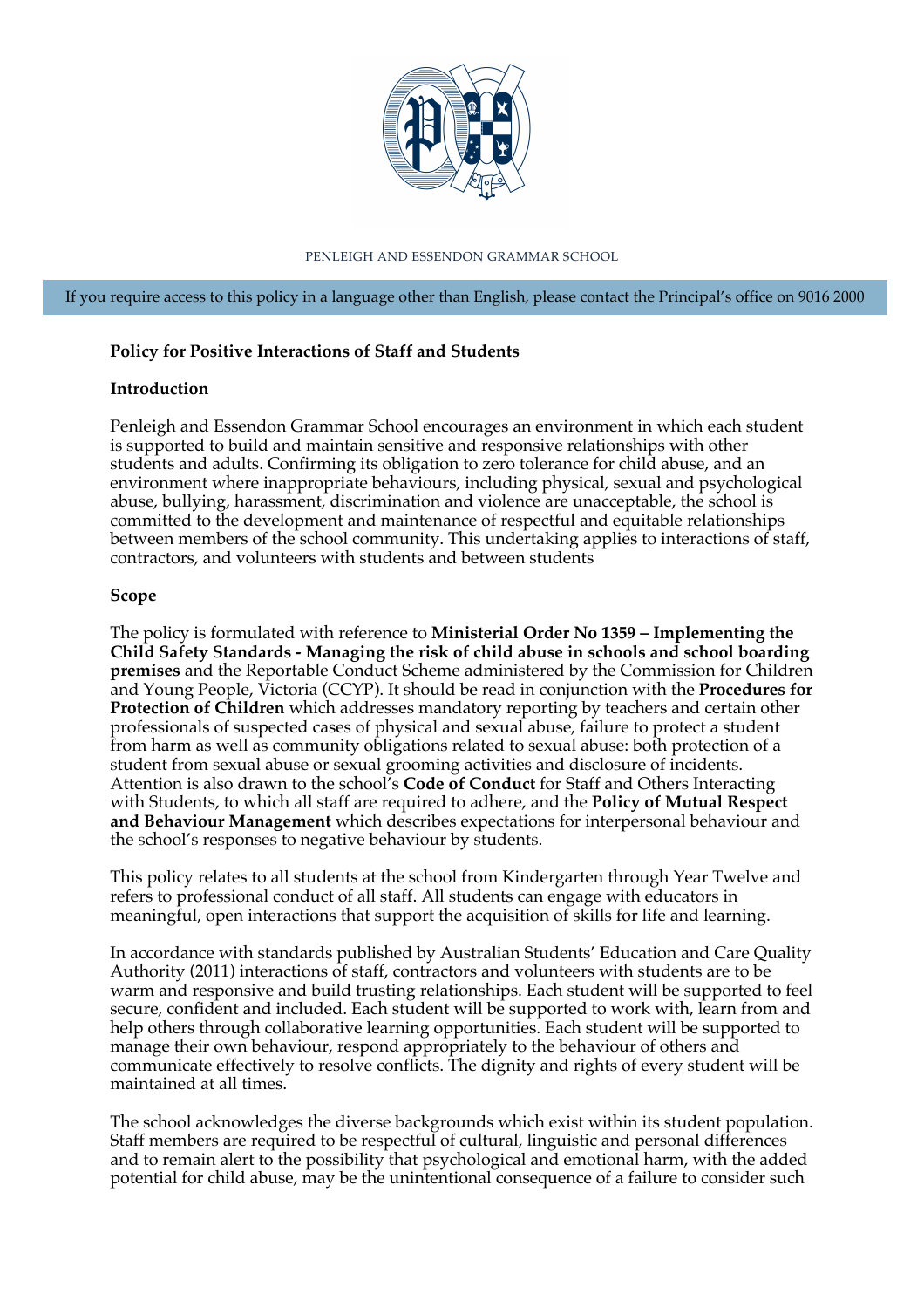PENLEIGH AND ESSENDON GRAMMAR SCHOOL

If you require access to this policy in a language other than English, please contact the Principal's office on 9016 2000

# Policy for Positive Interactions of Staff and Students

## Introduction

Penleigh and Essendon Grammar School encourages an environment in which each student is supported to build and maintain sensitive and responsive relationships with other students and adults. Confirming its obligation to zero tolerance for child abuse, and an environment where inappropriate behaviours, including physical, sexual and psychological abuse, bullying, harassment, discrimination and violence are unacceptable, the school is committed to the development and maintenance of respectful and equitable relationships between members of the school community. This undertaking applies to interactions of staff, contractors, and volunteers with students and between students

## Scope

The policy is formulated with reference to **Ministerial Order No 1359 – Implementing the Child Safety Standards - Managing the risk of child abuse in schools and school boarding premises** and the Reportable Conduct Scheme administered by the Commission for Children and Young People, Victoria (CCYP). It should be read in conjunction with the **Procedures for Protection of Children** which addresses mandatory reporting by teachers and certain other professionals of suspected cases of physical and sexual abuse, failure to protect a student from harm as well as community obligations related to sexual abuse: both protection of a student from sexual abuse or sexual grooming activities and disclosure of incidents. Attention is also drawn to the school's **Code of Conduct** for Staff and Others Interacting with Students, to which all staff are required to adhere, and the **Policy of Mutual Respect and Behaviour Management** which describes expectations for interpersonal behaviour and the school's responses to negative behaviour by students.

This policy relates to all students at the school from Kindergarten through Year Twelve and refers to professional conduct of all staff. All students can engage with educators in meaningful, open interactions that support the acquisition of skills for life and learning.

In accordance with standards published by Australian Students' Education and Care Quality Authority (2011) interactions of staff, contractors and volunteers with students are to be warm and responsive and build trusting relationships. Each student will be supported to feel secure, confident and included. Each student will be supported to work with, learn from and help others through collaborative learning opportunities. Each student will be supported to manage their own behaviour, respond appropriately to the behaviour of others and communicate effectively to resolve conflicts. The dignity and rights of every student will be maintained at all times.

The school acknowledges the diverse backgrounds which exist within its student population. Staff members are required to be respectful of cultural, linguistic and personal differences and to remain alert to the possibility that psychological and emotional harm, with the added potential for child abuse, may be the unintentional consequence of a failure to consider such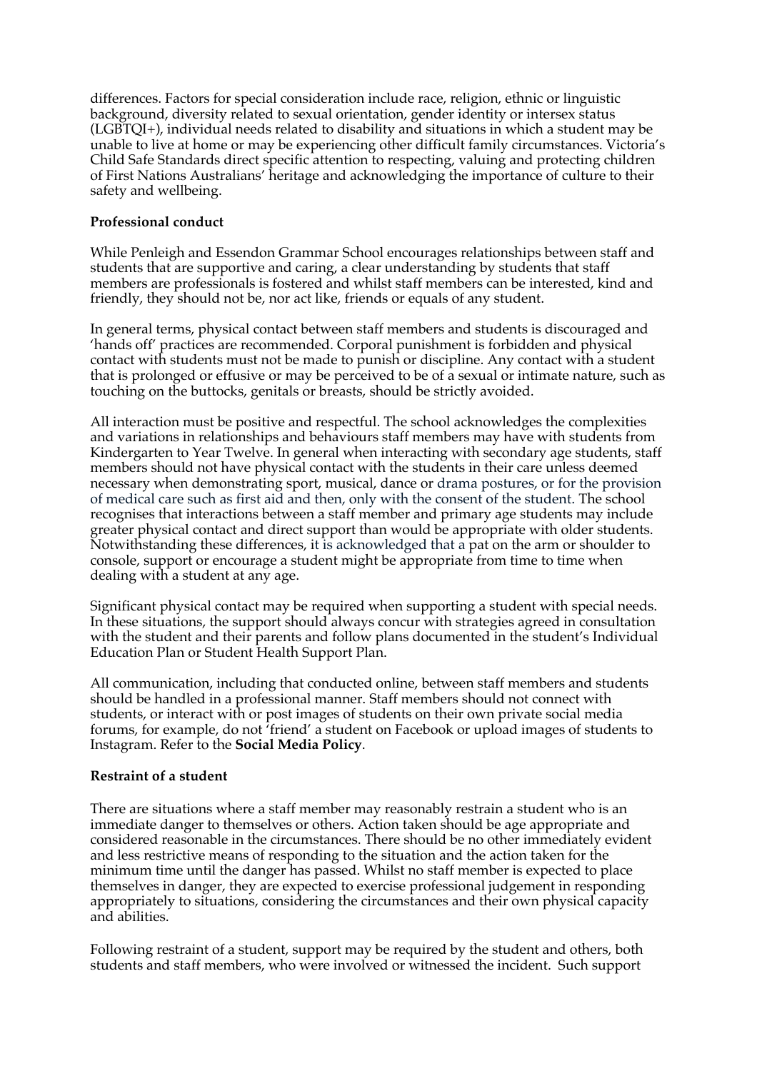differences. Factors for special consideration include race, religion, ethnic or linguistic background, diversity related to sexual orientation, gender identity or intersex status (LGBTQI+), individual needs related to disability and situations in which a student may be unable to live at home or may be experiencing other difficult family circumstances. Victoria's Child Safe Standards direct specific attention to respecting, valuing and protecting children of First Nations Australians' heritage and acknowledging the importance of culture to their safety and wellbeing.

**Professional conduct**

While Penleigh and Essendon Grammar School encourages relationships between staff and students that are supportive and caring, a clear understanding by students that staff members are professionals is fostered and whilst staff members can be interested, kind and friendly, they should not be, nor act like, friends or equals of any student.

In general terms, physical contact between staff members and students is discouraged and 'hands off' practices are recommended. Corporal punishment is forbidden and physical contact with students must not be made to punish or discipline. Any contact with a student that is prolonged or effusive or may be perceived to be of a sexual or intimate nature, such as touching on the buttocks, genitals or breasts, should be strictly avoided.

All interaction must be positive and respectful. The school acknowledges the complexities and variations in relationships and behaviours staff members may have with students from Kindergarten to Year Twelve. In general when interacting with secondary age students, staff members should not have physical contact with the students in their care unless deemed necessary when demonstrating sport, musical, dance or drama postures, or for the provision of medical care such as first aid and then, only with the consent of the student. The school recognises that interactions between a staff member and primary age students may include greater physical contact and direct support than would be appropriate with older students. Notwithstanding these differences, it is acknowledged that a pat on the arm or shoulder to console, support or encourage a student might be appropriate from time to time when dealing with a student at any age.

Significant physical contact may be required when supporting a student with special needs. In these situations, the support should always concur with strategies agreed in consultation with the student and their parents and follow plans documented in the student's Individual Education Plan or Student Health Support Plan.

All communication, including that conducted online, between staff members and students should be handled in a professional manner. Staff members should not connect with students, or interact with or post images of students on their own private social media forums, for example, do not 'friend' a student on Facebook or upload images of students to Instagram. Refer to the **Social Media Policy**.

**Restraint of a student**

There are situations where a staff member may reasonably restrain a student who is an immediate danger to themselves or others. Action taken should be age appropriate and considered reasonable in the circumstances. There should be no other immediately evident and less restrictive means of responding to the situation and the action taken for the minimum time until the danger has passed. Whilst no staff member is expected to place themselves in danger, they are expected to exercise professional judgement in responding appropriately to situations, considering the circumstances and their own physical capacity and abilities.

Following restraint of a student, support may be required by the student and others, both students and staff members, who were involved or witnessed the incident. Such support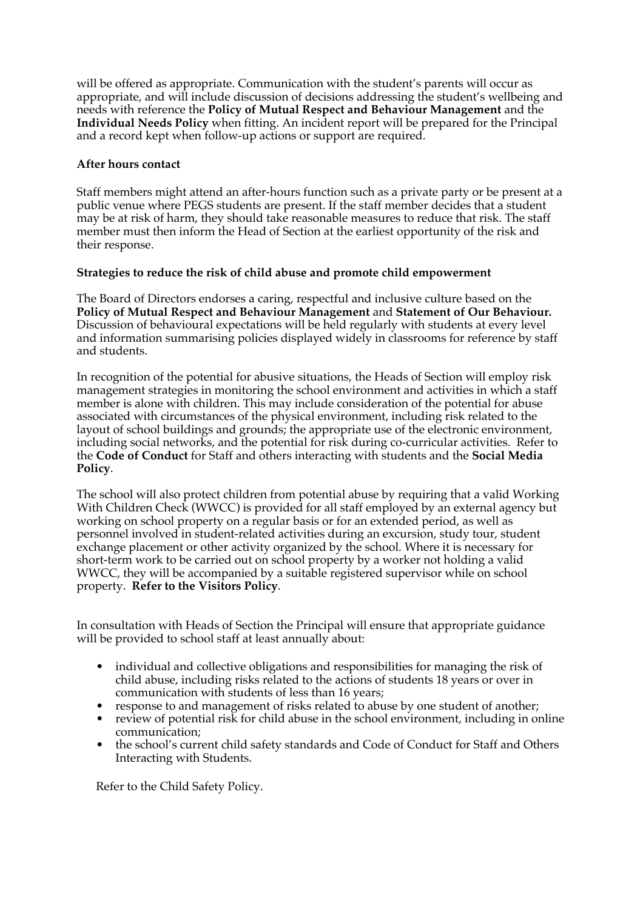will be offered as appropriate. Communication with the student's parents will occur as appropriate, and will include discussion of decisions addressing the student's wellbeing and needs with reference the **Policy of Mutual Respect and Behaviour Management** and the **Individual Needs Policy** when fitting. An incident report will be prepared for the Principal and a record kept when follow-up actions or support are required.

**After hours contact**

Staff members might attend an after-hours function such as a private party or be present at a public venue where PEGS students are present. If the staff member decides that a student may be at risk of harm, they should take reasonable measures to reduce that risk. The staff member must then inform the Head of Section at the earliest opportunity of the risk and their response.

**Strategies to reduce the risk of child abuse and promote child empowerment**

The Board of Directors endorses a caring, respectful and inclusive culture based on the **Policy of Mutual Respect and Behaviour Management** and **Statement of Our Behaviour.** Discussion of behavioural expectations will be held regularly with students at every level and information summarising policies displayed widely in classrooms for reference by staff and students.

In recognition of the potential for abusive situations, the Heads of Section will employ risk management strategies in monitoring the school environment and activities in which a staff member is alone with children. This may include consideration of the potential for abuse associated with circumstances of the physical environment, including risk related to the layout of school buildings and grounds; the appropriate use of the electronic environment, including social networks, and the potential for risk during co-curricular activities. Refer to the **Code of Conduct** for Staff and others interacting with students and the **Social Media Policy**.

The school will also protect children from potential abuse by requiring that a valid Working With Children Check (WWCC) is provided for all staff employed by an external agency but working on school property on a regular basis or for an extended period, as well as personnel involved in student-related activities during an excursion, study tour, student exchange placement or other activity organized by the school. Where it is necessary for short-term work to be carried out on school property by a worker not holding a valid WWCC, they will be accompanied by a suitable registered supervisor while on school property. **Refer to the Visitors Policy**.

In consultation with Heads of Section the Principal will ensure that appropriate guidance will be provided to school staff at least annually about:

- individual and collective obligations and responsibilities for managing the risk of child abuse, including risks related to the actions of students 18 years or over in communication with students of less than 16 years;
- response to and management of risks related to abuse by one student of another;
- review of potential risk for child abuse in the school environment, including in online communication;
- the school's current child safety standards and Code of Conduct for Staff and Others Interacting with Students.

Refer to the Child Safety Policy.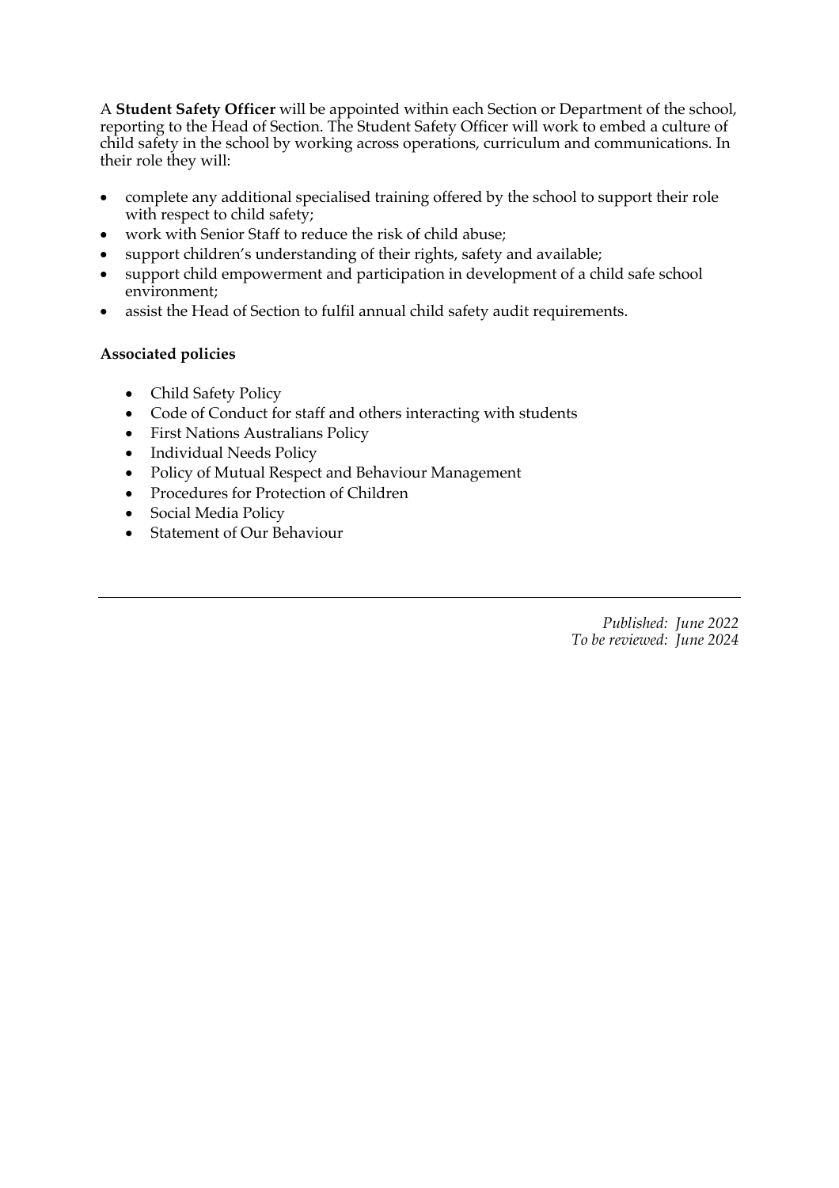A **Student Safety Officer** will be appointed within each Section or Department of the school, reporting to the Head of Section. The Student Safety Officer will work to embed a culture of child safety in the school by working across operations, curriculum and communications. In their role they will:

- complete any additional specialised training offered by the school to support their role with respect to child safety;
- work with Senior Staff to reduce the risk of child abuse;
- support children's understanding of their rights, safety and available;
- support child empowerment and participation in development of a child safe school environment;
- assist the Head of Section to fulfil annual child safety audit requirements.

**Associated policies**

- Child Safety Policy
- Code of Conduct for staff and others interacting with students
- First Nations Australians Policy
- Individual Needs Policy
- Policy of Mutual Respect and Behaviour Management
- Procedures for Protection of Children
- Social Media Policy
- Statement of Our Behaviour

---

*Published: June 2022*
*To be reviewed: June 2024*